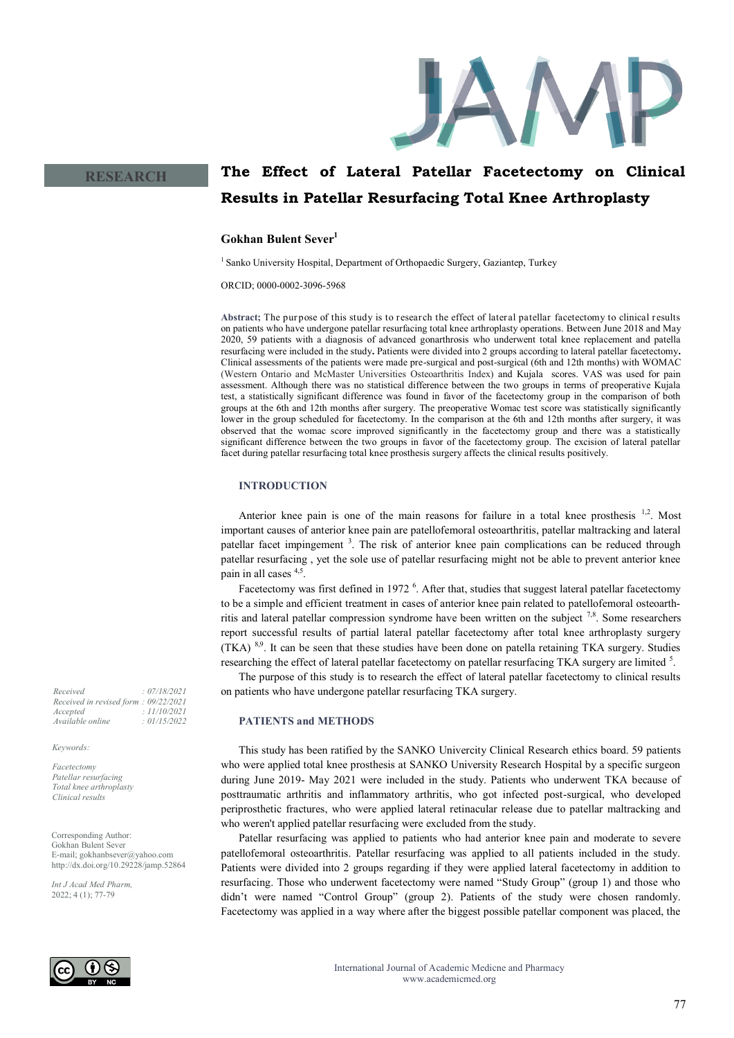RESEARCH

# The Effect of Lateral Patellar Facetectomy on Clinical Results in Patellar Resurfacing Total Knee Arthroplasty

**Gokhan Bulent Sever**[1]

[1] Sanko University Hospital, Department of Orthopaedic Surgery, Gaziantep, Turkey

ORCID; 0000-0002-3096-5968

**Abstract;** The purpose of this study is to research the effect of lateral patellar facetectomy to clinical results on patients who have undergone patellar resurfacing total knee arthroplasty operations. Between June 2018 and May 2020, 59 patients with a diagnosis of advanced gonarthrosis who underwent total knee replacement and patella resurfacing were included in the study**.** Patients were divided into 2 groups according to lateral patellar facetectomy**.** Clinical assessments of the patients were made pre-surgical and post-surgical (6th and 12th months) with WOMAC (Western Ontario and McMaster Universities Osteoarthritis Index) and Kujala scores. VAS was used for pain assessment. Although there was no statistical difference between the two groups in terms of preoperative Kujala test, a statistically significant difference was found in favor of the facetectomy group in the comparison of both groups at the 6th and 12th months after surgery. The preoperative Womac test score was statistically significantly lower in the group scheduled for facetectomy. In the comparison at the 6th and 12th months after surgery, it was observed that the womac score improved significantly in the facetectomy group and there was a statistically significant difference between the two groups in favor of the facetectomy group. The excision of lateral patellar facet during patellar resurfacing total knee prosthesis surgery affects the clinical results positively.

| | |
|---|---|
| *Received* | *: 07/18/2021* |
| *Received in revised form* | *: 09/22/2021* |
| *Accepted* | *: 11/10/2021* |
| *Available online* | *: 01/15/2022* |

*Keywords:*

*Facetectomy*
*Patellar resurfacing*
*Total knee arthroplasty*
*Clinical results*

Corresponding Author:
Gokhan Bulent Sever
E-mail; gokhanbsever@yahoo.com
http://dx.doi.org/10.29228/jamp.52864

*Int J Acad Med Pharm,*
2022; 4 (1); 77-79

## INTRODUCTION

Anterior knee pain is one of the main reasons for failure in a total knee prosthesis [1,2]. Most important causes of anterior knee pain are patellofemoral osteoarthritis, patellar maltracking and lateral patellar facet impingement [3]. The risk of anterior knee pain complications can be reduced through patellar resurfacing , yet the sole use of patellar resurfacing might not be able to prevent anterior knee pain in all cases [4,5].

Facetectomy was first defined in 1972 [6]. After that, studies that suggest lateral patellar facetectomy to be a simple and efficient treatment in cases of anterior knee pain related to patellofemoral osteoarthritis and lateral patellar compression syndrome have been written on the subject [7,8]. Some researchers report successful results of partial lateral patellar facetectomy after total knee arthroplasty surgery (TKA) [8,9]. It can be seen that these studies have been done on patella retaining TKA surgery. Studies researching the effect of lateral patellar facetectomy on patellar resurfacing TKA surgery are limited [5].

The purpose of this study is to research the effect of lateral patellar facetectomy to clinical results on patients who have undergone patellar resurfacing TKA surgery.

## PATIENTS and METHODS

This study has been ratified by the SANKO Univercity Clinical Research ethics board. 59 patients who were applied total knee prosthesis at SANKO University Research Hospital by a specific surgeon during June 2019- May 2021 were included in the study. Patients who underwent TKA because of posttraumatic arthritis and inflammatory arthritis, who got infected post-surgical, who developed periprosthetic fractures, who were applied lateral retinacular release due to patellar maltracking and who weren't applied patellar resurfacing were excluded from the study.

Patellar resurfacing was applied to patients who had anterior knee pain and moderate to severe patellofemoral osteoarthritis. Patellar resurfacing was applied to all patients included in the study. Patients were divided into 2 groups regarding if they were applied lateral facetectomy in addition to resurfacing. Those who underwent facetectomy were named "Study Group" (group 1) and those who didn't were named "Control Group" (group 2). Patients of the study were chosen randomly. Facetectomy was applied in a way where after the biggest possible patellar component was placed, the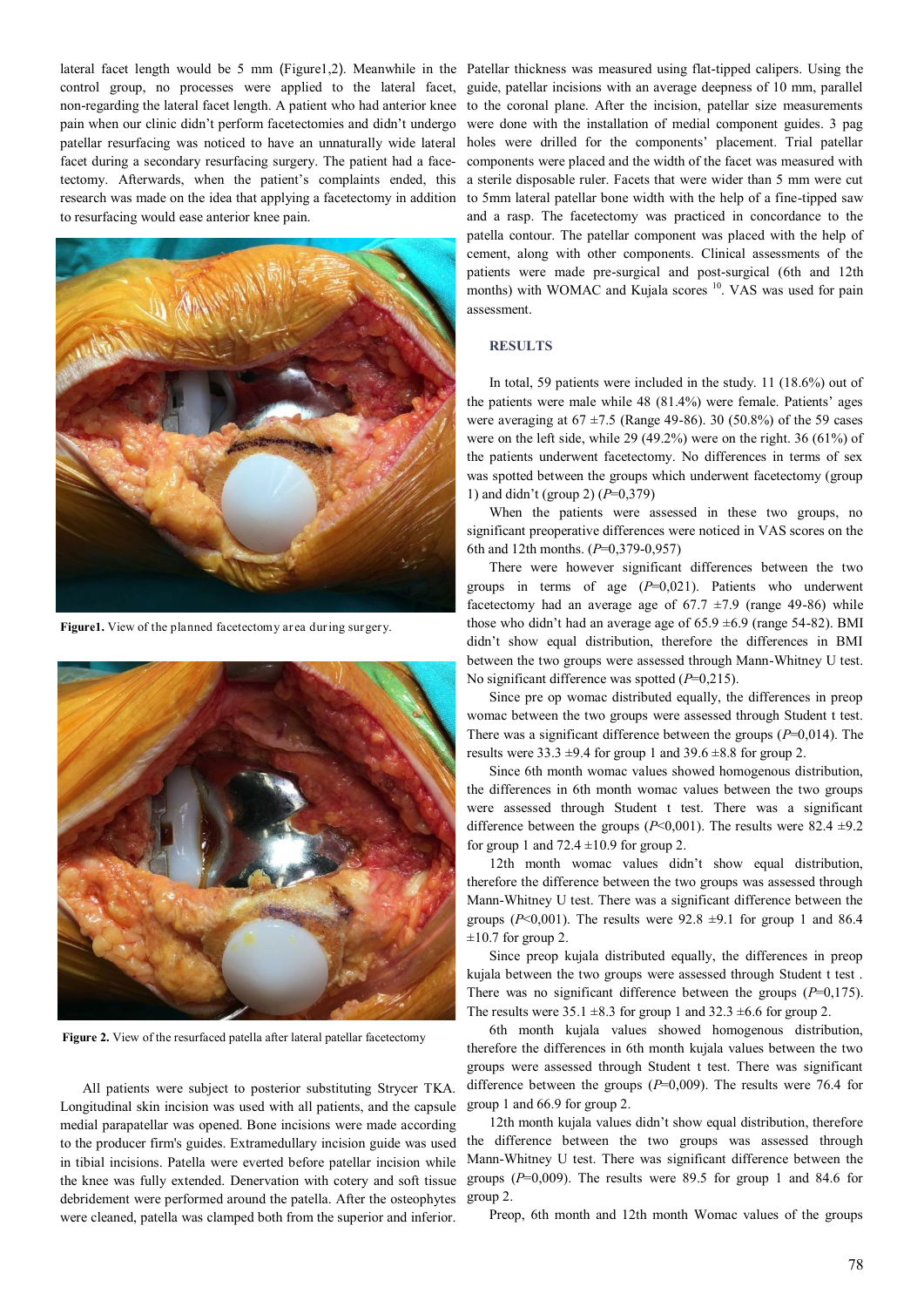lateral facet length would be 5 mm (Figure1,2). Meanwhile in the control group, no processes were applied to the lateral facet, non-regarding the lateral facet length. A patient who had anterior knee pain when our clinic didn't perform facetectomies and didn't undergo patellar resurfacing was noticed to have an unnaturally wide lateral facet during a secondary resurfacing surgery. The patient had a facetectomy. Afterwards, when the patient's complaints ended, this research was made on the idea that applying a facetectomy in addition to resurfacing would ease anterior knee pain.

**Figure1.** View of the planned facetectomy area during surgery.

**Figure 2.** View of the resurfaced patella after lateral patellar facetectomy

All patients were subject to posterior substituting Strycer TKA. Longitudinal skin incision was used with all patients, and the capsule medial parapatellar was opened. Bone incisions were made according to the producer firm's guides. Extramedullary incision guide was used in tibial incisions. Patella were everted before patellar incision while the knee was fully extended. Denervation with cotery and soft tissue debridement were performed around the patella. After the osteophytes were cleaned, patella was clamped both from the superior and inferior. Patellar thickness was measured using flat-tipped calipers. Using the guide, patellar incisions with an average deepness of 10 mm, parallel to the coronal plane. After the incision, patellar size measurements were done with the installation of medial component guides. 3 pag holes were drilled for the components' placement. Trial patellar components were placed and the width of the facet was measured with a sterile disposable ruler. Facets that were wider than 5 mm were cut to 5mm lateral patellar bone width with the help of a fine-tipped saw and a rasp. The facetectomy was practiced in concordance to the patella contour. The patellar component was placed with the help of cement, along with other components. Clinical assessments of the patients were made pre-surgical and post-surgical (6th and 12th months) with WOMAC and Kujala scores [10]. VAS was used for pain assessment.

## RESULTS

In total, 59 patients were included in the study. 11 (18.6%) out of the patients were male while 48 (81.4%) were female. Patients' ages were averaging at 67 ±7.5 (Range 49-86). 30 (50.8%) of the 59 cases were on the left side, while 29 (49.2%) were on the right. 36 (61%) of the patients underwent facetectomy. No differences in terms of sex was spotted between the groups which underwent facetectomy (group 1) and didn't (group 2) ($P$=0,379)

When the patients were assessed in these two groups, no significant preoperative differences were noticed in VAS scores on the 6th and 12th months. ($P$=0,379-0,957)

There were however significant differences between the two groups in terms of age ($P$=0,021). Patients who underwent facetectomy had an average age of 67.7 ±7.9 (range 49-86) while those who didn't had an average age of 65.9 ±6.9 (range 54-82). BMI didn't show equal distribution, therefore the differences in BMI between the two groups were assessed through Mann-Whitney U test. No significant difference was spotted ($P$=0,215).

Since pre op womac distributed equally, the differences in preop womac between the two groups were assessed through Student t test. There was a significant difference between the groups ($P$=0,014). The results were 33.3 ±9.4 for group 1 and 39.6 ±8.8 for group 2.

Since 6th month womac values showed homogenous distribution, the differences in 6th month womac values between the two groups were assessed through Student t test. There was a significant difference between the groups ($P$<0,001). The results were 82.4 ±9.2 for group 1 and 72.4 ±10.9 for group 2.

12th month womac values didn't show equal distribution, therefore the difference between the two groups was assessed through Mann-Whitney U test. There was a significant difference between the groups ($P$<0,001). The results were 92.8 ±9.1 for group 1 and 86.4 ±10.7 for group 2.

Since preop kujala distributed equally, the differences in preop kujala between the two groups were assessed through Student t test . There was no significant difference between the groups ($P$=0,175). The results were 35.1 ±8.3 for group 1 and 32.3 ±6.6 for group 2.

6th month kujala values showed homogenous distribution, therefore the differences in 6th month kujala values between the two groups were assessed through Student t test. There was significant difference between the groups ($P$=0,009). The results were 76.4 for group 1 and 66.9 for group 2.

12th month kujala values didn't show equal distribution, therefore the difference between the two groups was assessed through Mann-Whitney U test. There was significant difference between the groups ($P$=0,009). The results were 89.5 for group 1 and 84.6 for group 2.

Preop, 6th month and 12th month Womac values of the groups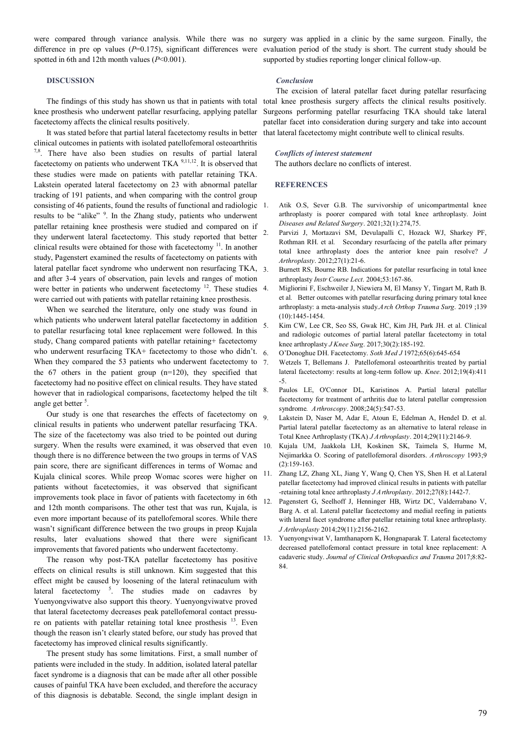were compared through variance analysis. While there was no difference in pre op values ($P$=0.175), significant differences were spotted in 6th and 12th month values ($P$<0.001).

## DISCUSSION

The findings of this study has shown us that in patients with total knee prosthesis who underwent patellar resurfacing, applying patellar facetectomy affects the clinical results positively.

It was stated before that partial lateral facetectomy results in better clinical outcomes in patients with isolated patellofemoral osteoarthritis [7,8]. There have also been studies on results of partial lateral facetectomy on patients who underwent TKA [9,11,12]. It is observed that these studies were made on patients with patellar retaining TKA. Lakstein operated lateral facetectomy on 23 with abnormal patellar tracking of 191 patients, and when comparing with the control group consisting of 46 patients, found the results of functional and radiologic results to be "alike" [9]. In the Zhang study, patients who underwent patellar retaining knee prosthesis were studied and compared on if they underwent lateral facetectomy. This study reported that better clinical results were obtained for those with facetectomy [11]. In another study, Pagenstert examined the results of facetectomy on patients with lateral patellar facet syndrome who underwent non resurfacing TKA, and after 3-4 years of observation, pain levels and ranges of motion were better in patients who underwent facetectomy [12]. These studies were carried out with patients with patellar retaining knee prosthesis.

When we searched the literature, only one study was found in which patients who underwent lateral patellar facetectomy in addition to patellar resurfacing total knee replacement were followed. In this study, Chang compared patients with patellar retaining+ facetectomy who underwent resurfacing TKA+ facetectomy to those who didn't. When they compared the 53 patients who underwent facetectomy to the 67 others in the patient group (n=120), they specified that facetectomy had no positive effect on clinical results. They have stated however that in radiological comparisons, facetectomy helped the tilt angle get better [5].

Our study is one that researches the effects of facetectomy on clinical results in patients who underwent patellar resurfacing TKA. The size of the facetectomy was also tried to be pointed out during surgery. When the results were examined, it was observed that even though there is no difference between the two groups in terms of VAS pain score, there are significant differences in terms of Womac and Kujala clinical scores. While preop Womac scores were higher on patients without facetectomies, it was observed that significant improvements took place in favor of patients with facetectomy in 6th and 12th month comparisons. The other test that was run, Kujala, is even more important because of its patellofemoral scores. While there wasn't significant difference between the two groups in preop Kujala results, later evaluations showed that there were significant improvements that favored patients who underwent facetectomy.

The reason why post-TKA patellar facetectomy has positive effects on clinical results is still unknown. Kim suggested that this effect might be caused by loosening of the lateral retinaculum with lateral facetectomy [5]. The studies made on cadavres by Yuenyongviwatve also support this theory. Yuenyongviwatve proved that lateral facetectomy decreases peak patellofemoral contact pressure on patients with patellar retaining total knee prosthesis [13]. Even though the reason isn't clearly stated before, our study has proved that facetectomy has improved clinical results significantly.

The present study has some limitations. First, a small number of patients were included in the study. In addition, isolated lateral patellar facet syndrome is a diagnosis that can be made after all other possible causes of painful TKA have been excluded, and therefore the accuracy of this diagnosis is debatable. Second, the single implant design in surgery was applied in a clinic by the same surgeon. Finally, the evaluation period of the study is short. The current study should be supported by studies reporting longer clinical follow-up.

### *Conclusion*

The excision of lateral patellar facet during patellar resurfacing total knee prosthesis surgery affects the clinical results positively. Surgeons performing patellar resurfacing TKA should take lateral patellar facet into consideration during surgery and take into account that lateral facetectomy might contribute well to clinical results.

### *Conflicts of interest statement*

The authors declare no conflicts of interest.

## REFERENCES

1. Atik O.S, Sever G.B. The survivorship of unicompartmental knee arthroplasty is poorer compared with total knee arthroplasty. Joint *Diseases and Related Surgery*. 2021;32(1):274,75.
2. Parvizi J, Mortazavi SM, Devulapalli C, Hozack WJ, Sharkey PF, Rothman RH. et al. Secondary resurfacing of the patella after primary total knee arthroplasty does the anterior knee pain resolve? *J Arthroplasty*. 2012;27(1):21-6.
3. Burnett RS, Bourne RB. Indications for patellar resurfacing in total knee arthroplasty *Instr Course Lect*. 2004;53:167-86.
4. Migliorini F, Eschweiler J, Niewiera M, El Mansy Y, Tingart M, Rath B. et al. Better outcomes with patellar resurfacing during primary total knee arthroplasty: a meta-analysis study.*Arch Orthop Trauma Surg*. 2019 ;139 (10):1445-1454.
5. Kim CW, Lee CR, Seo SS, Gwak HC, Kim JH, Park JH. et al. Clinical and radiologic outcomes of partial lateral patellar facetectomy in total knee arthroplasty *J Knee Surg*. 2017;30(2):185-192.
6. O'Donoghue DH. Facetectomy. *Soth Med J* 1972;65(6):645-654
7. Wetzels T, Bellemans J. Patellofemoral osteoarthritis treated by partial lateral facetectomy: results at long-term follow up. *Knee*. 2012;19(4):411 -5.
8. Paulos LE, O'Connor DL, Karistinos A. Partial lateral patellar facetectomy for treatment of arthritis due to lateral patellar compression syndrome. *Arthroscopy*. 2008;24(5):547-53.
9. Lakstein D, Naser M, Adar E, Atoun E, Edelman A, Hendel D. et al. Partial lateral patellar facetectomy as an alternative to lateral release in Total Knee Arthroplasty (TKA) *J Arthroplasty*. 2014;29(11):2146-9.
10. Kujala UM, Jaakkola LH, Koskinen SK, Taimela S, Hurme M, Nejimarkka O. Scoring of patellofemoral disorders. *Arthroscopy* 1993;9 (2):159-163.
11. Zhang LZ, Zhang XL, Jiang Y, Wang Q, Chen YS, Shen H. et al.Lateral patellar facetectomy had improved clinical results in patients with patellar -retaining total knee arthroplasty *J Arthroplasty*. 2012;27(8):1442-7.
12. Pagenstert G, Seelhoff J, Henninger HB, Wirtz DC, Valderrabano V, Barg A. et al. Lateral patellar facetectomy and medial reefing in patients with lateral facet syndrome after patellar retaining total knee arthroplasty. *J Arthroplasty* 2014;29(11):2156-2162.
13. Yuenyongviwat V, Iamthanaporn K, Hongnaparak T. Lateral facetectomy decreased patellofemoral contact pressure in total knee replacement: A cadaveric study. *Journal of Clinical Orthopaedics and Trauma* 2017;8:82-84.